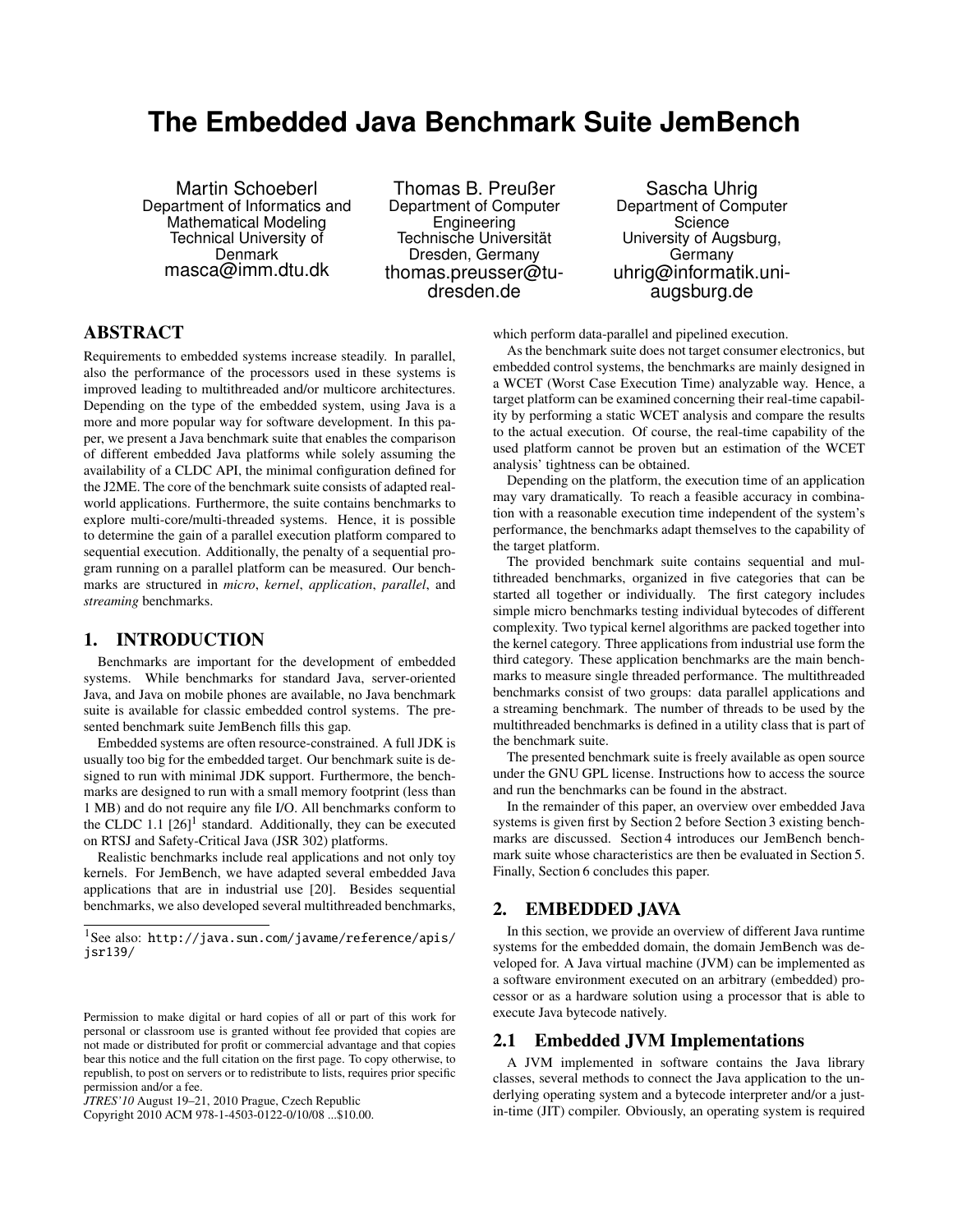# The Embedded Java Benchmark Suite JemBench

Martin Schoeberl
Department of Informatics and Mathematical Modeling
Technical University of Denmark
masca@imm.dtu.dk

Thomas B. Preußer
Department of Computer Engineering
Technische Universität Dresden, Germany
thomas.preusser@tu-dresden.de

Sascha Uhrig
Department of Computer Science
University of Augsburg, Germany
uhrig@informatik.uni-augsburg.de

## ABSTRACT

Requirements to embedded systems increase steadily. In parallel, also the performance of the processors used in these systems is improved leading to multithreaded and/or multicore architectures. Depending on the type of the embedded system, using Java is a more and more popular way for software development. In this paper, we present a Java benchmark suite that enables the comparison of different embedded Java platforms while solely assuming the availability of a CLDC API, the minimal configuration defined for the J2ME. The core of the benchmark suite consists of adapted real-world applications. Furthermore, the suite contains benchmarks to explore multi-core/multi-threaded systems. Hence, it is possible to determine the gain of a parallel execution platform compared to sequential execution. Additionally, the penalty of a sequential program running on a parallel platform can be measured. Our benchmarks are structured in *micro*, *kernel*, *application*, *parallel*, and *streaming* benchmarks.

## 1. INTRODUCTION

Benchmarks are important for the development of embedded systems. While benchmarks for standard Java, server-oriented Java, and Java on mobile phones are available, no Java benchmark suite is available for classic embedded control systems. The presented benchmark suite JemBench fills this gap.

Embedded systems are often resource-constrained. A full JDK is usually too big for the embedded target. Our benchmark suite is designed to run with minimal JDK support. Furthermore, the benchmarks are designed to run with a small memory footprint (less than 1 MB) and do not require any file I/O. All benchmarks conform to the CLDC 1.1 [26][1] standard. Additionally, they can be executed on RTSJ and Safety-Critical Java (JSR 302) platforms.

Realistic benchmarks include real applications and not only toy kernels. For JemBench, we have adapted several embedded Java applications that are in industrial use [20]. Besides sequential benchmarks, we also developed several multithreaded benchmarks, which perform data-parallel and pipelined execution.

As the benchmark suite does not target consumer electronics, but embedded control systems, the benchmarks are mainly designed in a WCET (Worst Case Execution Time) analyzable way. Hence, a target platform can be examined concerning their real-time capability by performing a static WCET analysis and compare the results to the actual execution. Of course, the real-time capability of the used platform cannot be proven but an estimation of the WCET analysis' tightness can be obtained.

Depending on the platform, the execution time of an application may vary dramatically. To reach a feasible accuracy in combination with a reasonable execution time independent of the system's performance, the benchmarks adapt themselves to the capability of the target platform.

The provided benchmark suite contains sequential and multithreaded benchmarks, organized in five categories that can be started all together or individually. The first category includes simple micro benchmarks testing individual bytecodes of different complexity. Two typical kernel algorithms are packed together into the kernel category. Three applications from industrial use form the third category. These application benchmarks are the main benchmarks to measure single threaded performance. The multithreaded benchmarks consist of two groups: data parallel applications and a streaming benchmark. The number of threads to be used by the multithreaded benchmarks is defined in a utility class that is part of the benchmark suite.

The presented benchmark suite is freely available as open source under the GNU GPL license. Instructions how to access the source and run the benchmarks can be found in the abstract.

In the remainder of this paper, an overview over embedded Java systems is given first by Section 2 before Section 3 existing benchmarks are discussed. Section 4 introduces our JemBench benchmark suite whose characteristics are then be evaluated in Section 5. Finally, Section 6 concludes this paper.

## 2. EMBEDDED JAVA

In this section, we provide an overview of different Java runtime systems for the embedded domain, the domain JemBench was developed for. A Java virtual machine (JVM) can be implemented as a software environment executed on an arbitrary (embedded) processor or as a hardware solution using a processor that is able to execute Java bytecode natively.

### 2.1 Embedded JVM Implementations

A JVM implemented in software contains the Java library classes, several methods to connect the Java application to the underlying operating system and a bytecode interpreter and/or a just-in-time (JIT) compiler. Obviously, an operating system is required

[1] See also: http://java.sun.com/javame/reference/apis/jsr139/

Permission to make digital or hard copies of all or part of this work for personal or classroom use is granted without fee provided that copies are not made or distributed for profit or commercial advantage and that copies bear this notice and the full citation on the first page. To copy otherwise, to republish, to post on servers or to redistribute to lists, requires prior specific permission and/or a fee.
*JTRES'10* August 19–21, 2010 Prague, Czech Republic
Copyright 2010 ACM 978-1-4503-0122-0/10/08 ...$10.00.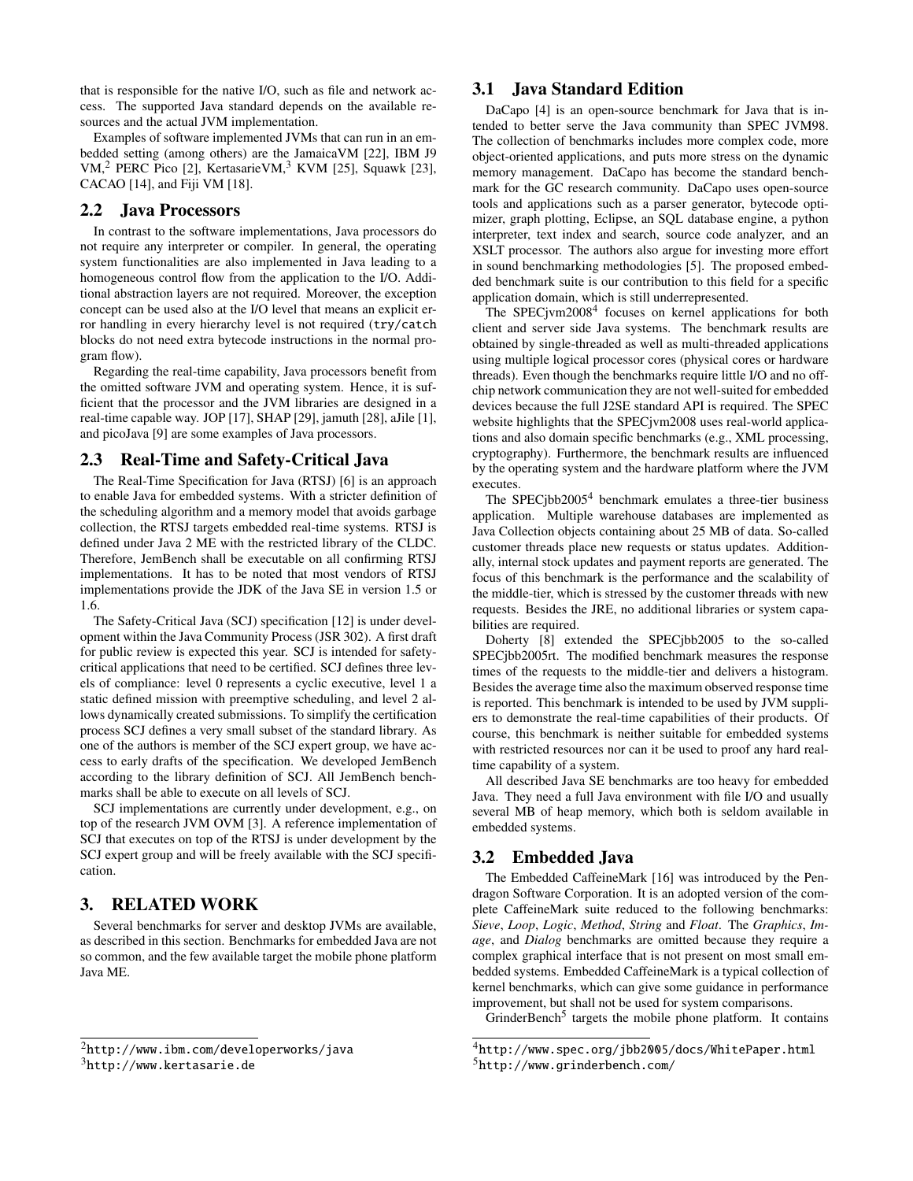that is responsible for the native I/O, such as file and network access. The supported Java standard depends on the available resources and the actual JVM implementation.

Examples of software implemented JVMs that can run in an embedded setting (among others) are the JamaicaVM [22], IBM J9 VM,[2] PERC Pico [2], KertasarieVM,[3] KVM [25], Squawk [23], CACAO [14], and Fiji VM [18].

## 2.2 Java Processors

In contrast to the software implementations, Java processors do not require any interpreter or compiler. In general, the operating system functionalities are also implemented in Java leading to a homogeneous control flow from the application to the I/O. Additional abstraction layers are not required. Moreover, the exception concept can be used also at the I/O level that means an explicit error handling in every hierarchy level is not required (`try/catch` blocks do not need extra bytecode instructions in the normal program flow).

Regarding the real-time capability, Java processors benefit from the omitted software JVM and operating system. Hence, it is sufficient that the processor and the JVM libraries are designed in a real-time capable way. JOP [17], SHAP [29], jamuth [28], aJile [1], and picoJava [9] are some examples of Java processors.

## 2.3 Real-Time and Safety-Critical Java

The Real-Time Specification for Java (RTSJ) [6] is an approach to enable Java for embedded systems. With a stricter definition of the scheduling algorithm and a memory model that avoids garbage collection, the RTSJ targets embedded real-time systems. RTSJ is defined under Java 2 ME with the restricted library of the CLDC. Therefore, JemBench shall be executable on all confirming RTSJ implementations. It has to be noted that most vendors of RTSJ implementations provide the JDK of the Java SE in version 1.5 or 1.6.

The Safety-Critical Java (SCJ) specification [12] is under development within the Java Community Process (JSR 302). A first draft for public review is expected this year. SCJ is intended for safety-critical applications that need to be certified. SCJ defines three levels of compliance: level 0 represents a cyclic executive, level 1 a static defined mission with preemptive scheduling, and level 2 allows dynamically created submissions. To simplify the certification process SCJ defines a very small subset of the standard library. As one of the authors is member of the SCJ expert group, we have access to early drafts of the specification. We developed JemBench according to the library definition of SCJ. All JemBench benchmarks shall be able to execute on all levels of SCJ.

SCJ implementations are currently under development, e.g., on top of the research JVM OVM [3]. A reference implementation of SCJ that executes on top of the RTSJ is under development by the SCJ expert group and will be freely available with the SCJ specification.

# 3. RELATED WORK

Several benchmarks for server and desktop JVMs are available, as described in this section. Benchmarks for embedded Java are not so common, and the few available target the mobile phone platform Java ME.

## 3.1 Java Standard Edition

DaCapo [4] is an open-source benchmark for Java that is intended to better serve the Java community than SPEC JVM98. The collection of benchmarks includes more complex code, more object-oriented applications, and puts more stress on the dynamic memory management. DaCapo has become the standard benchmark for the GC research community. DaCapo uses open-source tools and applications such as a parser generator, bytecode optimizer, graph plotting, Eclipse, an SQL database engine, a python interpreter, text index and search, source code analyzer, and an XSLT processor. The authors also argue for investing more effort in sound benchmarking methodologies [5]. The proposed embedded benchmark suite is our contribution to this field for a specific application domain, which is still underrepresented.

The SPECjvm2008[4] focuses on kernel applications for both client and server side Java systems. The benchmark results are obtained by single-threaded as well as multi-threaded applications using multiple logical processor cores (physical cores or hardware threads). Even though the benchmarks require little I/O and no off-chip network communication they are not well-suited for embedded devices because the full J2SE standard API is required. The SPEC website highlights that the SPECjvm2008 uses real-world applications and also domain specific benchmarks (e.g., XML processing, cryptography). Furthermore, the benchmark results are influenced by the operating system and the hardware platform where the JVM executes.

The SPECjbb2005[4] benchmark emulates a three-tier business application. Multiple warehouse databases are implemented as Java Collection objects containing about 25 MB of data. So-called customer threads place new requests or status updates. Additionally, internal stock updates and payment reports are generated. The focus of this benchmark is the performance and the scalability of the middle-tier, which is stressed by the customer threads with new requests. Besides the JRE, no additional libraries or system capabilities are required.

Doherty [8] extended the SPECjbb2005 to the so-called SPECjbb2005rt. The modified benchmark measures the response times of the requests to the middle-tier and delivers a histogram. Besides the average time also the maximum observed response time is reported. This benchmark is intended to be used by JVM suppliers to demonstrate the real-time capabilities of their products. Of course, this benchmark is neither suitable for embedded systems with restricted resources nor can it be used to proof any hard real-time capability of a system.

All described Java SE benchmarks are too heavy for embedded Java. They need a full Java environment with file I/O and usually several MB of heap memory, which both is seldom available in embedded systems.

## 3.2 Embedded Java

The Embedded CaffeineMark [16] was introduced by the Pendragon Software Corporation. It is an adopted version of the complete CaffeineMark suite reduced to the following benchmarks: *Sieve*, *Loop*, *Logic*, *Method*, *String* and *Float*. The *Graphics*, *Image*, and *Dialog* benchmarks are omitted because they require a complex graphical interface that is not present on most small embedded systems. Embedded CaffeineMark is a typical collection of kernel benchmarks, which can give some guidance in performance improvement, but shall not be used for system comparisons.

GrinderBench[5] targets the mobile phone platform. It contains

[2] http://www.ibm.com/developerworks/java

[3] http://www.kertasarie.de

[4] http://www.spec.org/jbb2005/docs/WhitePaper.html

[5] http://www.grinderbench.com/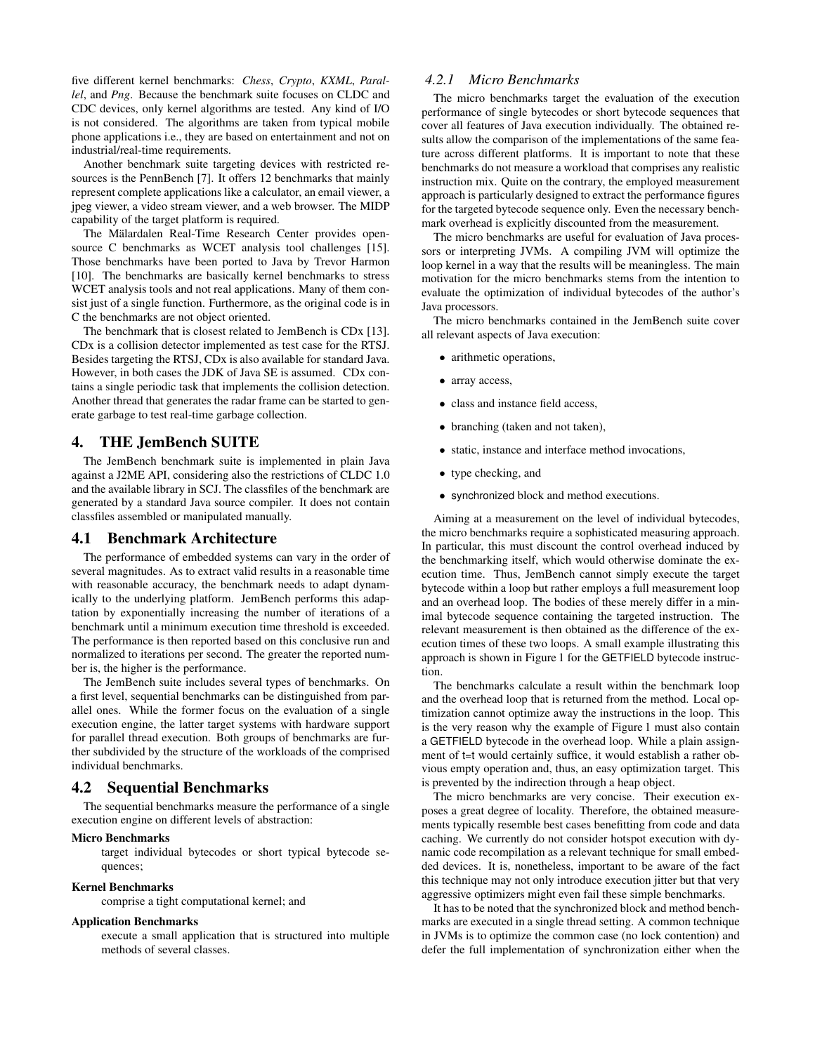five different kernel benchmarks: *Chess*, *Crypto*, *KXML*, *Parallel*, and *Png*. Because the benchmark suite focuses on CLDC and CDC devices, only kernel algorithms are tested. Any kind of I/O is not considered. The algorithms are taken from typical mobile phone applications i.e., they are based on entertainment and not on industrial/real-time requirements.

Another benchmark suite targeting devices with restricted resources is the PennBench [7]. It offers 12 benchmarks that mainly represent complete applications like a calculator, an email viewer, a jpeg viewer, a video stream viewer, and a web browser. The MIDP capability of the target platform is required.

The Mälardalen Real-Time Research Center provides open-source C benchmarks as WCET analysis tool challenges [15]. Those benchmarks have been ported to Java by Trevor Harmon [10]. The benchmarks are basically kernel benchmarks to stress WCET analysis tools and not real applications. Many of them consist just of a single function. Furthermore, as the original code is in C the benchmarks are not object oriented.

The benchmark that is closest related to JemBench is CDx [13]. CDx is a collision detector implemented as test case for the RTSJ. Besides targeting the RTSJ, CDx is also available for standard Java. However, in both cases the JDK of Java SE is assumed. CDx contains a single periodic task that implements the collision detection. Another thread that generates the radar frame can be started to generate garbage to test real-time garbage collection.

## 4. THE JemBench SUITE

The JemBench benchmark suite is implemented in plain Java against a J2ME API, considering also the restrictions of CLDC 1.0 and the available library in SCJ. The classfiles of the benchmark are generated by a standard Java source compiler. It does not contain classfiles assembled or manipulated manually.

### 4.1 Benchmark Architecture

The performance of embedded systems can vary in the order of several magnitudes. As to extract valid results in a reasonable time with reasonable accuracy, the benchmark needs to adapt dynamically to the underlying platform. JemBench performs this adaptation by exponentially increasing the number of iterations of a benchmark until a minimum execution time threshold is exceeded. The performance is then reported based on this conclusive run and normalized to iterations per second. The greater the reported number is, the higher is the performance.

The JemBench suite includes several types of benchmarks. On a first level, sequential benchmarks can be distinguished from parallel ones. While the former focus on the evaluation of a single execution engine, the latter target systems with hardware support for parallel thread execution. Both groups of benchmarks are further subdivided by the structure of the workloads of the comprised individual benchmarks.

### 4.2 Sequential Benchmarks

The sequential benchmarks measure the performance of a single execution engine on different levels of abstraction:

**Micro Benchmarks**
: target individual bytecodes or short typical bytecode sequences;

**Kernel Benchmarks**
: comprise a tight computational kernel; and

**Application Benchmarks**
: execute a small application that is structured into multiple methods of several classes.

#### 4.2.1 Micro Benchmarks

The micro benchmarks target the evaluation of the execution performance of single bytecodes or short bytecode sequences that cover all features of Java execution individually. The obtained results allow the comparison of the implementations of the same feature across different platforms. It is important to note that these benchmarks do not measure a workload that comprises any realistic instruction mix. Quite on the contrary, the employed measurement approach is particularly designed to extract the performance figures for the targeted bytecode sequence only. Even the necessary benchmark overhead is explicitly discounted from the measurement.

The micro benchmarks are useful for evaluation of Java processors or interpreting JVMs. A compiling JVM will optimize the loop kernel in a way that the results will be meaningless. The main motivation for the micro benchmarks stems from the intention to evaluate the optimization of individual bytecodes of the author's Java processors.

The micro benchmarks contained in the JemBench suite cover all relevant aspects of Java execution:

- arithmetic operations,
- array access,
- class and instance field access,
- branching (taken and not taken),
- static, instance and interface method invocations,
- type checking, and
- synchronized block and method executions.

Aiming at a measurement on the level of individual bytecodes, the micro benchmarks require a sophisticated measuring approach. In particular, this must discount the control overhead induced by the benchmarking itself, which would otherwise dominate the execution time. Thus, JemBench cannot simply execute the target bytecode within a loop but rather employs a full measurement loop and an overhead loop. The bodies of these merely differ in a minimal bytecode sequence containing the targeted instruction. The relevant measurement is then obtained as the difference of the execution times of these two loops. A small example illustrating this approach is shown in Figure 1 for the GETFIELD bytecode instruction.

The benchmarks calculate a result within the benchmark loop and the overhead loop that is returned from the method. Local optimization cannot optimize away the instructions in the loop. This is the very reason why the example of Figure 1 must also contain a GETFIELD bytecode in the overhead loop. While a plain assignment of t=t would certainly suffice, it would establish a rather obvious empty operation and, thus, an easy optimization target. This is prevented by the indirection through a heap object.

The micro benchmarks are very concise. Their execution exposes a great degree of locality. Therefore, the obtained measurements typically resemble best cases benefitting from code and data caching. We currently do not consider hotspot execution with dynamic code recompilation as a relevant technique for small embedded devices. It is, nonetheless, important to be aware of the fact this technique may not only introduce execution jitter but that very aggressive optimizers might even fail these simple benchmarks.

It has to be noted that the synchronized block and method benchmarks are executed in a single thread setting. A common technique in JVMs is to optimize the common case (no lock contention) and defer the full implementation of synchronization either when the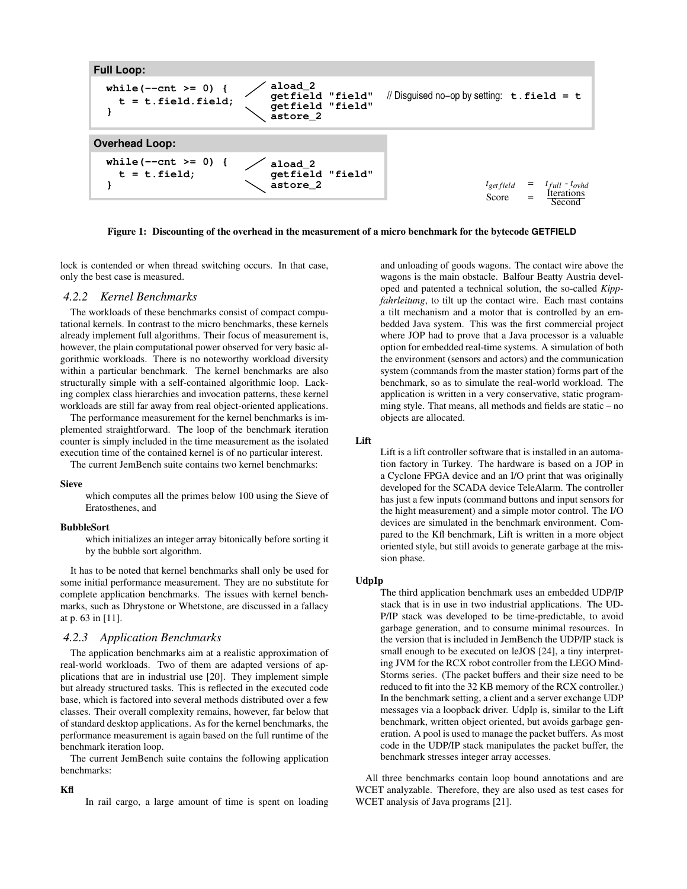**Full Loop:**

```
while(--cnt >= 0) {          aload_2
  t = t.field.field;         getfield "field"     // Disguised no-op by setting: t.field = t
}                            getfield "field"
                             astore_2
```

**Overhead Loop:**

```
while(--cnt >= 0) {          aload_2
  t = t.field;               getfield "field"
}                            astore_2
```

$$t_{getfield} = t_{full} - t_{ovhd}$$

$$\text{Score} = \frac{\text{Iterations}}{\text{Second}}$$

**Figure 1: Discounting of the overhead in the measurement of a micro benchmark for the bytecode GETFIELD**

lock is contended or when thread switching occurs. In that case, only the best case is measured.

### 4.2.2 Kernel Benchmarks

The workloads of these benchmarks consist of compact computational kernels. In contrast to the micro benchmarks, these kernels already implement full algorithms. Their focus of measurement is, however, the plain computational power observed for very basic algorithmic workloads. There is no noteworthy workload diversity within a particular benchmark. The kernel benchmarks are also structurally simple with a self-contained algorithmic loop. Lacking complex class hierarchies and invocation patterns, these kernel workloads are still far away from real object-oriented applications.

The performance measurement for the kernel benchmarks is implemented straightforward. The loop of the benchmark iteration counter is simply included in the time measurement as the isolated execution time of the contained kernel is of no particular interest.

The current JemBench suite contains two kernel benchmarks:

**Sieve**
: which computes all the primes below 100 using the Sieve of Eratosthenes, and

**BubbleSort**
: which initializes an integer array bitonically before sorting it by the bubble sort algorithm.

It has to be noted that kernel benchmarks shall only be used for some initial performance measurement. They are no substitute for complete application benchmarks. The issues with kernel benchmarks, such as Dhrystone or Whetstone, are discussed in a fallacy at p. 63 in [11].

### 4.2.3 Application Benchmarks

The application benchmarks aim at a realistic approximation of real-world workloads. Two of them are adapted versions of applications that are in industrial use [20]. They implement simple but already structured tasks. This is reflected in the executed code base, which is factored into several methods distributed over a few classes. Their overall complexity remains, however, far below that of standard desktop applications. As for the kernel benchmarks, the performance measurement is again based on the full runtime of the benchmark iteration loop.

The current JemBench suite contains the following application benchmarks:

**Kfl**
: In rail cargo, a large amount of time is spent on loading and unloading of goods wagons. The contact wire above the wagons is the main obstacle. Balfour Beatty Austria developed and patented a technical solution, the so-called *Kippfahrleitung*, to tilt up the contact wire. Each mast contains a tilt mechanism and a motor that is controlled by an embedded Java system. This was the first commercial project where JOP had to prove that a Java processor is a valuable option for embedded real-time systems. A simulation of both the environment (sensors and actors) and the communication system (commands from the master station) forms part of the benchmark, so as to simulate the real-world workload. The application is written in a very conservative, static programming style. That means, all methods and fields are static – no objects are allocated.

**Lift**
: Lift is a lift controller software that is installed in an automation factory in Turkey. The hardware is based on a JOP in a Cyclone FPGA device and an I/O print that was originally developed for the SCADA device TeleAlarm. The controller has just a few inputs (command buttons and input sensors for the hight measurement) and a simple motor control. The I/O devices are simulated in the benchmark environment. Compared to the Kfl benchmark, Lift is written in a more object oriented style, but still avoids to generate garbage at the mission phase.

**UdpIp**
: The third application benchmark uses an embedded UDP/IP stack that is in use in two industrial applications. The UDP/IP stack was developed to be time-predictable, to avoid garbage generation, and to consume minimal resources. In the version that is included in JemBench the UDP/IP stack is small enough to be executed on leJOS [24], a tiny interpreting JVM for the RCX robot controller from the LEGO MindStorms series. (The packet buffers and their size need to be reduced to fit into the 32 KB memory of the RCX controller.) In the benchmark setting, a client and a server exchange UDP messages via a loopback driver. UdpIp is, similar to the Lift benchmark, written object oriented, but avoids garbage generation. A pool is used to manage the packet buffers. As most code in the UDP/IP stack manipulates the packet buffer, the benchmark stresses integer array accesses.

All three benchmarks contain loop bound annotations and are WCET analyzable. Therefore, they are also used as test cases for WCET analysis of Java programs [21].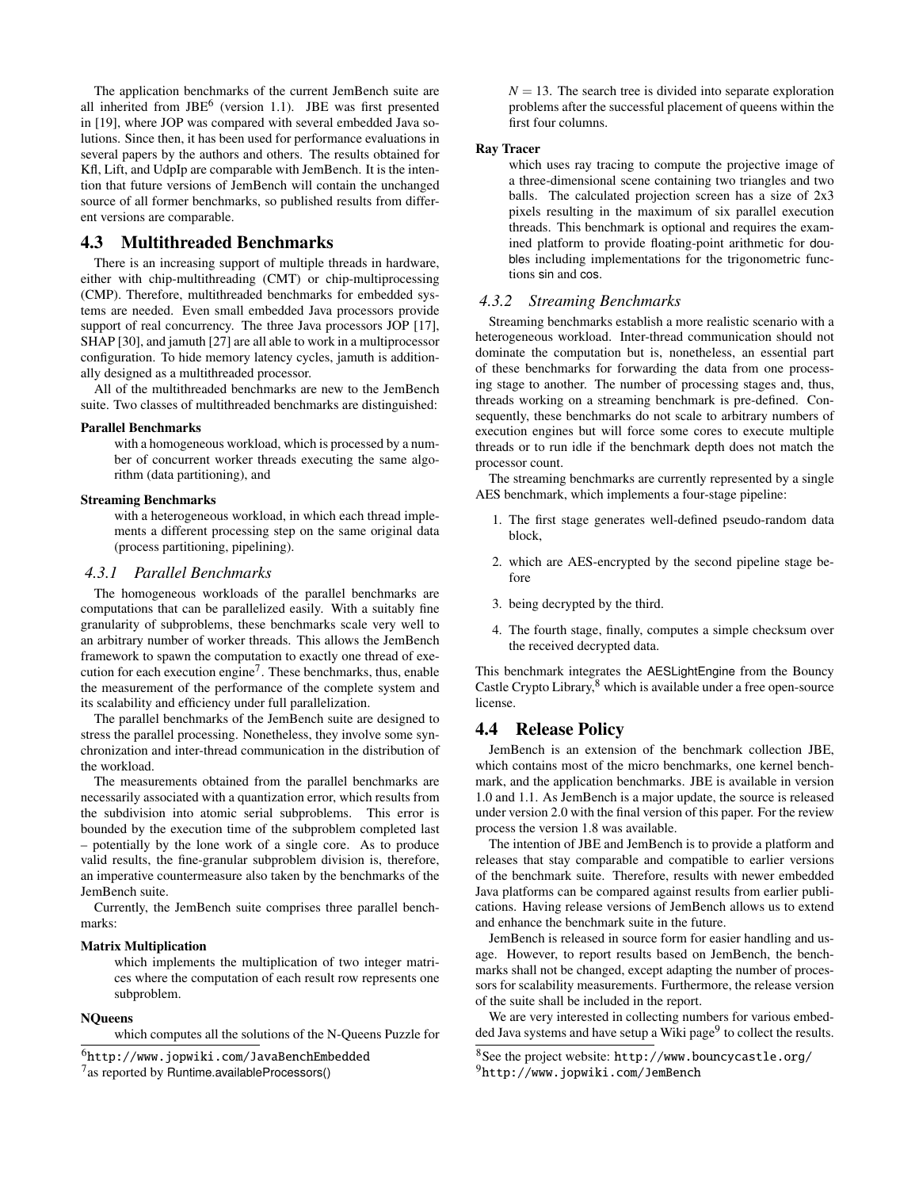The application benchmarks of the current JemBench suite are all inherited from JBE[6] (version 1.1). JBE was first presented in [19], where JOP was compared with several embedded Java solutions. Since then, it has been used for performance evaluations in several papers by the authors and others. The results obtained for Kfl, Lift, and UdpIp are comparable with JemBench. It is the intention that future versions of JemBench will contain the unchanged source of all former benchmarks, so published results from different versions are comparable.

## 4.3 Multithreaded Benchmarks

There is an increasing support of multiple threads in hardware, either with chip-multithreading (CMT) or chip-multiprocessing (CMP). Therefore, multithreaded benchmarks for embedded systems are needed. Even small embedded Java processors provide support of real concurrency. The three Java processors JOP [17], SHAP [30], and jamuth [27] are all able to work in a multiprocessor configuration. To hide memory latency cycles, jamuth is additionally designed as a multithreaded processor.

All of the multithreaded benchmarks are new to the JemBench suite. Two classes of multithreaded benchmarks are distinguished:

**Parallel Benchmarks**
with a homogeneous workload, which is processed by a number of concurrent worker threads executing the same algorithm (data partitioning), and

**Streaming Benchmarks**
with a heterogeneous workload, in which each thread implements a different processing step on the same original data (process partitioning, pipelining).

### *4.3.1 Parallel Benchmarks*

The homogeneous workloads of the parallel benchmarks are computations that can be parallelized easily. With a suitably fine granularity of subproblems, these benchmarks scale very well to an arbitrary number of worker threads. This allows the JemBench framework to spawn the computation to exactly one thread of execution for each execution engine[7]. These benchmarks, thus, enable the measurement of the performance of the complete system and its scalability and efficiency under full parallelization.

The parallel benchmarks of the JemBench suite are designed to stress the parallel processing. Nonetheless, they involve some synchronization and inter-thread communication in the distribution of the workload.

The measurements obtained from the parallel benchmarks are necessarily associated with a quantization error, which results from the subdivision into atomic serial subproblems. This error is bounded by the execution time of the subproblem completed last – potentially by the lone work of a single core. As to produce valid results, the fine-granular subproblem division is, therefore, an imperative countermeasure also taken by the benchmarks of the JemBench suite.

Currently, the JemBench suite comprises three parallel benchmarks:

**Matrix Multiplication**
which implements the multiplication of two integer matrices where the computation of each result row represents one subproblem.

**NQueens**
which computes all the solutions of the N-Queens Puzzle for $N = 13$. The search tree is divided into separate exploration problems after the successful placement of queens within the first four columns.

**Ray Tracer**
which uses ray tracing to compute the projective image of a three-dimensional scene containing two triangles and two balls. The calculated projection screen has a size of 2x3 pixels resulting in the maximum of six parallel execution threads. This benchmark is optional and requires the examined platform to provide floating-point arithmetic for doubles including implementations for the trigonometric functions sin and cos.

### *4.3.2 Streaming Benchmarks*

Streaming benchmarks establish a more realistic scenario with a heterogeneous workload. Inter-thread communication should not dominate the computation but is, nonetheless, an essential part of these benchmarks for forwarding the data from one processing stage to another. The number of processing stages and, thus, threads working on a streaming benchmark is pre-defined. Consequently, these benchmarks do not scale to arbitrary numbers of execution engines but will force some cores to execute multiple threads or to run idle if the benchmark depth does not match the processor count.

The streaming benchmarks are currently represented by a single AES benchmark, which implements a four-stage pipeline:

1. The first stage generates well-defined pseudo-random data block,
2. which are AES-encrypted by the second pipeline stage before
3. being decrypted by the third.
4. The fourth stage, finally, computes a simple checksum over the received decrypted data.

This benchmark integrates the AESLightEngine from the Bouncy Castle Crypto Library,[8] which is available under a free open-source license.

## 4.4 Release Policy

JemBench is an extension of the benchmark collection JBE, which contains most of the micro benchmarks, one kernel benchmark, and the application benchmarks. JBE is available in version 1.0 and 1.1. As JemBench is a major update, the source is released under version 2.0 with the final version of this paper. For the review process the version 1.8 was available.

The intention of JBE and JemBench is to provide a platform and releases that stay comparable and compatible to earlier versions of the benchmark suite. Therefore, results with newer embedded Java platforms can be compared against results from earlier publications. Having release versions of JemBench allows us to extend and enhance the benchmark suite in the future.

JemBench is released in source form for easier handling and usage. However, to report results based on JemBench, the benchmarks shall not be changed, except adapting the number of processors for scalability measurements. Furthermore, the release version of the suite shall be included in the report.

We are very interested in collecting numbers for various embedded Java systems and have setup a Wiki page[9] to collect the results.

---

[6] http://www.jopwiki.com/JavaBenchEmbedded

[7] as reported by Runtime.availableProcessors()

[8] See the project website: http://www.bouncycastle.org/

[9] http://www.jopwiki.com/JemBench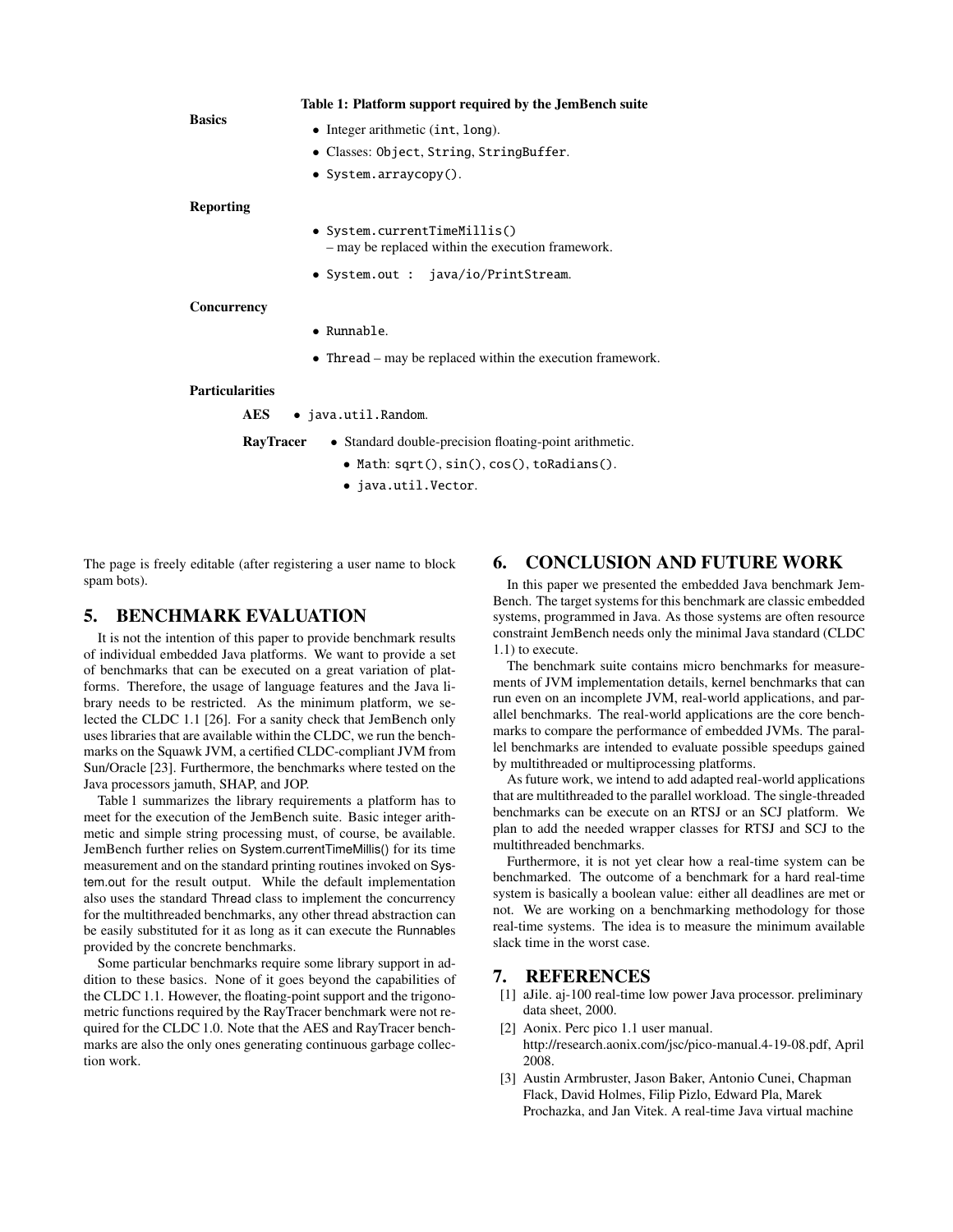**Table 1: Platform support required by the JemBench suite**

**Basics**

- Integer arithmetic (`int`, `long`).
- Classes: `Object`, `String`, `StringBuffer`.
- `System.arraycopy()`.

**Reporting**

- `System.currentTimeMillis()`
  – may be replaced within the execution framework.
- `System.out : java/io/PrintStream`.

**Concurrency**

- `Runnable`.
- `Thread` – may be replaced within the execution framework.

**Particularities**

**AES**
- `java.util.Random`.

**RayTracer**
- Standard double-precision floating-point arithmetic.
- `Math`: `sqrt()`, `sin()`, `cos()`, `toRadians()`.
- `java.util.Vector`.

The page is freely editable (after registering a user name to block spam bots).

## 5. BENCHMARK EVALUATION

It is not the intention of this paper to provide benchmark results of individual embedded Java platforms. We want to provide a set of benchmarks that can be executed on a great variation of platforms. Therefore, the usage of language features and the Java library needs to be restricted. As the minimum platform, we selected the CLDC 1.1 [26]. For a sanity check that JemBench only uses libraries that are available within the CLDC, we run the benchmarks on the Squawk JVM, a certified CLDC-compliant JVM from Sun/Oracle [23]. Furthermore, the benchmarks where tested on the Java processors jamuth, SHAP, and JOP.

Table 1 summarizes the library requirements a platform has to meet for the execution of the JemBench suite. Basic integer arithmetic and simple string processing must, of course, be available. JemBench further relies on System.currentTimeMillis() for its time measurement and on the standard printing routines invoked on System.out for the result output. While the default implementation also uses the standard Thread class to implement the concurrency for the multithreaded benchmarks, any other thread abstraction can be easily substituted for it as long as it can execute the Runnables provided by the concrete benchmarks.

Some particular benchmarks require some library support in addition to these basics. None of it goes beyond the capabilities of the CLDC 1.1. However, the floating-point support and the trigonometric functions required by the RayTracer benchmark were not required for the CLDC 1.0. Note that the AES and RayTracer benchmarks are also the only ones generating continuous garbage collection work.

## 6. CONCLUSION AND FUTURE WORK

In this paper we presented the embedded Java benchmark JemBench. The target systems for this benchmark are classic embedded systems, programmed in Java. As those systems are often resource constraint JemBench needs only the minimal Java standard (CLDC 1.1) to execute.

The benchmark suite contains micro benchmarks for measurements of JVM implementation details, kernel benchmarks that can run even on an incomplete JVM, real-world applications, and parallel benchmarks. The real-world applications are the core benchmarks to compare the performance of embedded JVMs. The parallel benchmarks are intended to evaluate possible speedups gained by multithreaded or multiprocessing platforms.

As future work, we intend to add adapted real-world applications that are multithreaded to the parallel workload. The single-threaded benchmarks can be execute on an RTSJ or an SCJ platform. We plan to add the needed wrapper classes for RTSJ and SCJ to the multithreaded benchmarks.

Furthermore, it is not yet clear how a real-time system can be benchmarked. The outcome of a benchmark for a hard real-time system is basically a boolean value: either all deadlines are met or not. We are working on a benchmarking methodology for those real-time systems. The idea is to measure the minimum available slack time in the worst case.

## 7. REFERENCES

[1] aJile. aj-100 real-time low power Java processor. preliminary data sheet, 2000.

[2] Aonix. Perc pico 1.1 user manual. http://research.aonix.com/jsc/pico-manual.4-19-08.pdf, April 2008.

[3] Austin Armbruster, Jason Baker, Antonio Cunei, Chapman Flack, David Holmes, Filip Pizlo, Edward Pla, Marek Prochazka, and Jan Vitek. A real-time Java virtual machine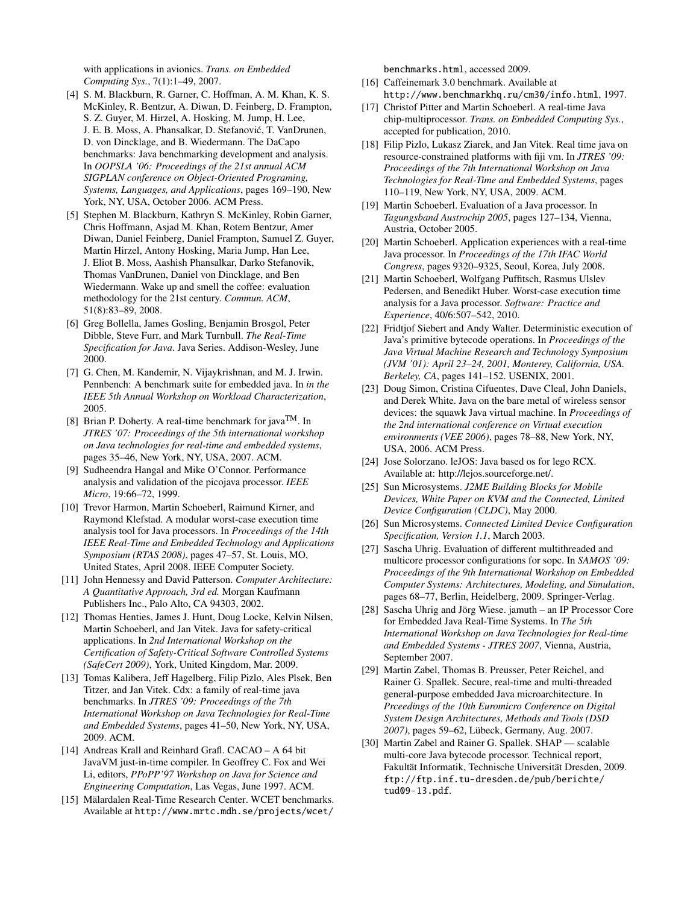with applications in avionics. *Trans. on Embedded Computing Sys.*, 7(1):1–49, 2007.

[4] S. M. Blackburn, R. Garner, C. Hoffman, A. M. Khan, K. S. McKinley, R. Bentzur, A. Diwan, D. Feinberg, D. Frampton, S. Z. Guyer, M. Hirzel, A. Hosking, M. Jump, H. Lee, J. E. B. Moss, A. Phansalkar, D. Stefanović, T. VanDrunen, D. von Dincklage, and B. Wiedermann. The DaCapo benchmarks: Java benchmarking development and analysis. In *OOPSLA '06: Proceedings of the 21st annual ACM SIGPLAN conference on Object-Oriented Programing, Systems, Languages, and Applications*, pages 169–190, New York, NY, USA, October 2006. ACM Press.

[5] Stephen M. Blackburn, Kathryn S. McKinley, Robin Garner, Chris Hoffmann, Asjad M. Khan, Rotem Bentzur, Amer Diwan, Daniel Feinberg, Daniel Frampton, Samuel Z. Guyer, Martin Hirzel, Antony Hosking, Maria Jump, Han Lee, J. Eliot B. Moss, Aashish Phansalkar, Darko Stefanovik, Thomas VanDrunen, Daniel von Dincklage, and Ben Wiedermann. Wake up and smell the coffee: evaluation methodology for the 21st century. *Commun. ACM*, 51(8):83–89, 2008.

[6] Greg Bollella, James Gosling, Benjamin Brosgol, Peter Dibble, Steve Furr, and Mark Turnbull. *The Real-Time Specification for Java*. Java Series. Addison-Wesley, June 2000.

[7] G. Chen, M. Kandemir, N. Vijaykrishnan, and M. J. Irwin. Pennbench: A benchmark suite for embedded java. In *in the IEEE 5th Annual Workshop on Workload Characterization*, 2005.

[8] Brian P. Doherty. A real-time benchmark for java$^{TM}$. In *JTRES '07: Proceedings of the 5th international workshop on Java technologies for real-time and embedded systems*, pages 35–46, New York, NY, USA, 2007. ACM.

[9] Sudheendra Hangal and Mike O'Connor. Performance analysis and validation of the picojava processor. *IEEE Micro*, 19:66–72, 1999.

[10] Trevor Harmon, Martin Schoeberl, Raimund Kirner, and Raymond Klefstad. A modular worst-case execution time analysis tool for Java processors. In *Proceedings of the 14th IEEE Real-Time and Embedded Technology and Applications Symposium (RTAS 2008)*, pages 47–57, St. Louis, MO, United States, April 2008. IEEE Computer Society.

[11] John Hennessy and David Patterson. *Computer Architecture: A Quantitative Approach, 3rd ed.* Morgan Kaufmann Publishers Inc., Palo Alto, CA 94303, 2002.

[12] Thomas Henties, James J. Hunt, Doug Locke, Kelvin Nilsen, Martin Schoeberl, and Jan Vitek. Java for safety-critical applications. In *2nd International Workshop on the Certification of Safety-Critical Software Controlled Systems (SafeCert 2009)*, York, United Kingdom, Mar. 2009.

[13] Tomas Kalibera, Jeff Hagelberg, Filip Pizlo, Ales Plsek, Ben Titzer, and Jan Vitek. Cdx: a family of real-time java benchmarks. In *JTRES '09: Proceedings of the 7th International Workshop on Java Technologies for Real-Time and Embedded Systems*, pages 41–50, New York, NY, USA, 2009. ACM.

[14] Andreas Krall and Reinhard Grafl. CACAO – A 64 bit JavaVM just-in-time compiler. In Geoffrey C. Fox and Wei Li, editors, *PPoPP'97 Workshop on Java for Science and Engineering Computation*, Las Vegas, June 1997. ACM.

[15] Mälardalen Real-Time Research Center. WCET benchmarks. Available at `http://www.mrtc.mdh.se/projects/wcet/benchmarks.html`, accessed 2009.

[16] Caffeinemark 3.0 benchmark. Available at `http://www.benchmarkhq.ru/cm30/info.html`, 1997.

[17] Christof Pitter and Martin Schoeberl. A real-time Java chip-multiprocessor. *Trans. on Embedded Computing Sys.*, accepted for publication, 2010.

[18] Filip Pizlo, Lukasz Ziarek, and Jan Vitek. Real time java on resource-constrained platforms with fiji vm. In *JTRES '09: Proceedings of the 7th International Workshop on Java Technologies for Real-Time and Embedded Systems*, pages 110–119, New York, NY, USA, 2009. ACM.

[19] Martin Schoeberl. Evaluation of a Java processor. In *Tagungsband Austrochip 2005*, pages 127–134, Vienna, Austria, October 2005.

[20] Martin Schoeberl. Application experiences with a real-time Java processor. In *Proceedings of the 17th IFAC World Congress*, pages 9320–9325, Seoul, Korea, July 2008.

[21] Martin Schoeberl, Wolfgang Puffitsch, Rasmus Ulslev Pedersen, and Benedikt Huber. Worst-case execution time analysis for a Java processor. *Software: Practice and Experience*, 40/6:507–542, 2010.

[22] Fridtjof Siebert and Andy Walter. Deterministic execution of Java's primitive bytecode operations. In *Proceedings of the Java Virtual Machine Research and Technology Symposium (JVM '01): April 23–24, 2001, Monterey, California, USA. Berkeley, CA*, pages 141–152. USENIX, 2001.

[23] Doug Simon, Cristina Cifuentes, Dave Cleal, John Daniels, and Derek White. Java on the bare metal of wireless sensor devices: the squawk Java virtual machine. In *Proceedings of the 2nd international conference on Virtual execution environments (VEE 2006)*, pages 78–88, New York, NY, USA, 2006. ACM Press.

[24] Jose Solorzano. leJOS: Java based os for lego RCX. Available at: http://lejos.sourceforge.net/.

[25] Sun Microsystems. *J2ME Building Blocks for Mobile Devices, White Paper on KVM and the Connected, Limited Device Configuration (CLDC)*, May 2000.

[26] Sun Microsystems. *Connected Limited Device Configuration Specification, Version 1.1*, March 2003.

[27] Sascha Uhrig. Evaluation of different multithreaded and multicore processor configurations for sopc. In *SAMOS '09: Proceedings of the 9th International Workshop on Embedded Computer Systems: Architectures, Modeling, and Simulation*, pages 68–77, Berlin, Heidelberg, 2009. Springer-Verlag.

[28] Sascha Uhrig and Jörg Wiese. jamuth – an IP Processor Core for Embedded Java Real-Time Systems. In *The 5th International Workshop on Java Technologies for Real-time and Embedded Systems - JTRES 2007*, Vienna, Austria, September 2007.

[29] Martin Zabel, Thomas B. Preusser, Peter Reichel, and Rainer G. Spallek. Secure, real-time and multi-threaded general-purpose embedded Java microarchitecture. In *Prceedings of the 10th Euromicro Conference on Digital System Design Architectures, Methods and Tools (DSD 2007)*, pages 59–62, Lübeck, Germany, Aug. 2007.

[30] Martin Zabel and Rainer G. Spallek. SHAP — scalable multi-core Java bytecode processor. Technical report, Fakultät Informatik, Technische Universität Dresden, 2009. `ftp://ftp.inf.tu-dresden.de/pub/berichte/tud09-13.pdf`.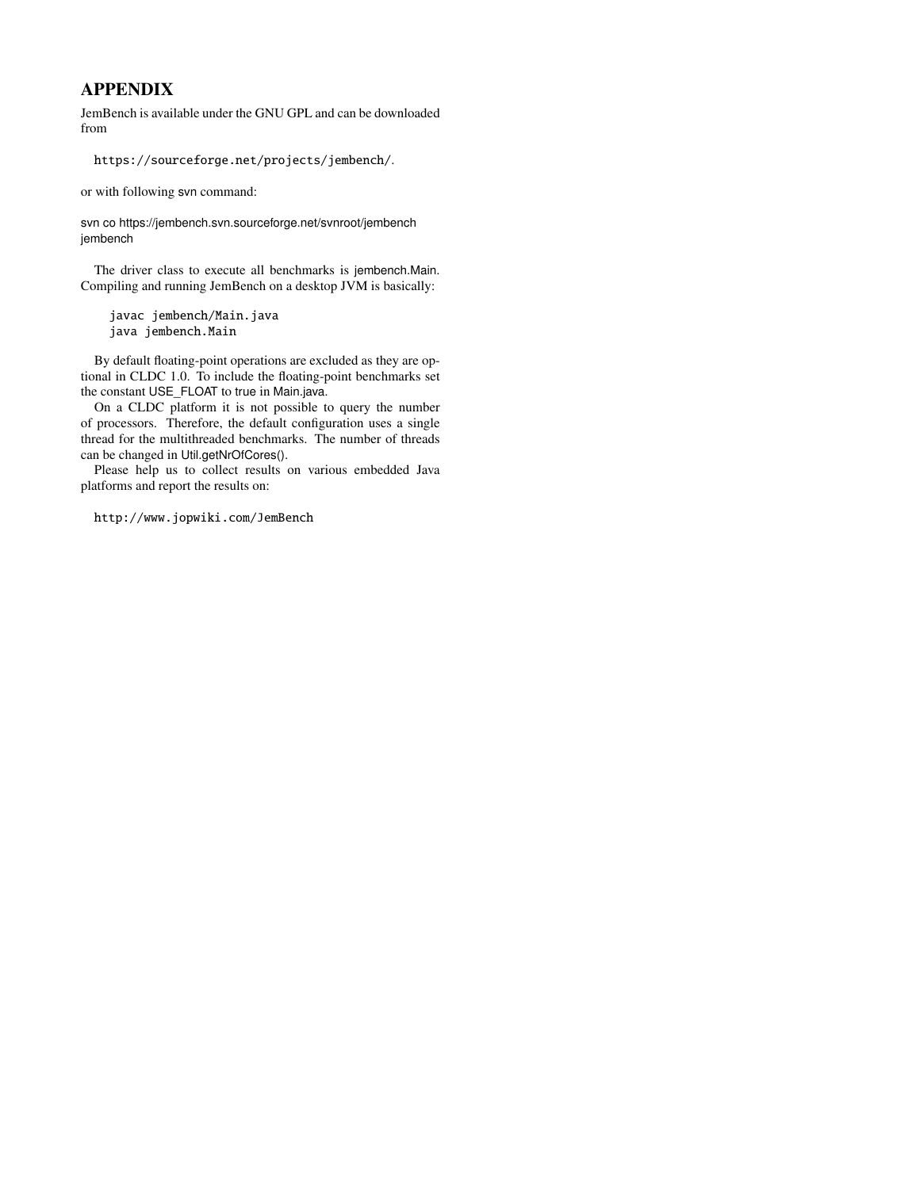# APPENDIX

JemBench is available under the GNU GPL and can be downloaded from

`https://sourceforge.net/projects/jembench/`.

or with following svn command:

```
svn co https://jembench.svn.sourceforge.net/svnroot/jembench
jembench
```

The driver class to execute all benchmarks is jembench.Main. Compiling and running JemBench on a desktop JVM is basically:

```
javac jembench/Main.java
java jembench.Main
```

By default floating-point operations are excluded as they are optional in CLDC 1.0. To include the floating-point benchmarks set the constant USE_FLOAT to true in Main.java.

On a CLDC platform it is not possible to query the number of processors. Therefore, the default configuration uses a single thread for the multithreaded benchmarks. The number of threads can be changed in Util.getNrOfCores().

Please help us to collect results on various embedded Java platforms and report the results on:

`http://www.jopwiki.com/JemBench`